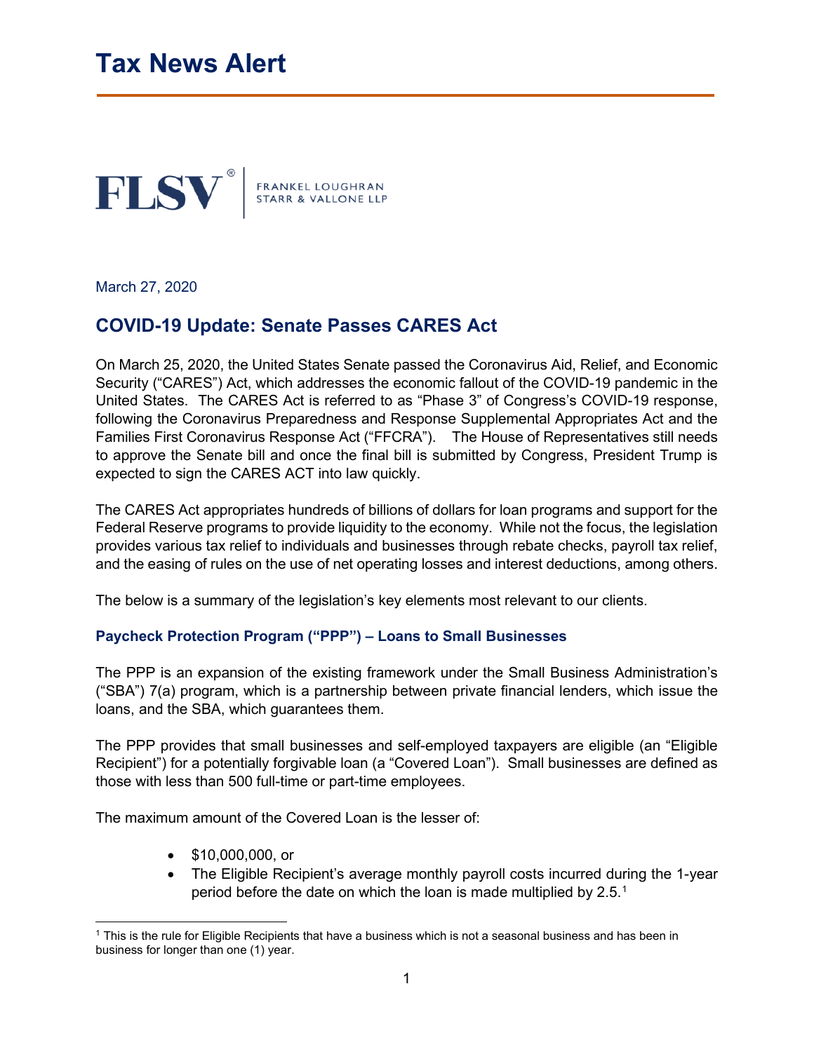# Tax News Alert

FLSV® | FRANKEL LOUGHRAN STARR & VALLONE LLP

March 27, 2020

## COVID-19 Update: Senate Passes CARES Act

On March 25, 2020, the United States Senate passed the Coronavirus Aid, Relief, and Economic Security ("CARES") Act, which addresses the economic fallout of the COVID-19 pandemic in the United States. The CARES Act is referred to as "Phase 3" of Congress's COVID-19 response, following the Coronavirus Preparedness and Response Supplemental Appropriates Act and the Families First Coronavirus Response Act ("FFCRA"). The House of Representatives still needs to approve the Senate bill and once the final bill is submitted by Congress, President Trump is expected to sign the CARES ACT into law quickly.

The CARES Act appropriates hundreds of billions of dollars for loan programs and support for the Federal Reserve programs to provide liquidity to the economy. While not the focus, the legislation provides various tax relief to individuals and businesses through rebate checks, payroll tax relief, and the easing of rules on the use of net operating losses and interest deductions, among others.

The below is a summary of the legislation's key elements most relevant to our clients.

### Paycheck Protection Program ("PPP") – Loans to Small Businesses

The PPP is an expansion of the existing framework under the Small Business Administration's ("SBA") 7(a) program, which is a partnership between private financial lenders, which issue the loans, and the SBA, which guarantees them.

The PPP provides that small businesses and self-employed taxpayers are eligible (an "Eligible Recipient") for a potentially forgivable loan (a "Covered Loan"). Small businesses are defined as those with less than 500 full-time or part-time employees.

The maximum amount of the Covered Loan is the lesser of:

- $10,000,000, or
- The Eligible Recipient's average monthly payroll costs incurred during the 1-year period before the date on which the loan is made multiplied by 2.5.[1]

[1] This is the rule for Eligible Recipients that have a business which is not a seasonal business and has been in business for longer than one (1) year.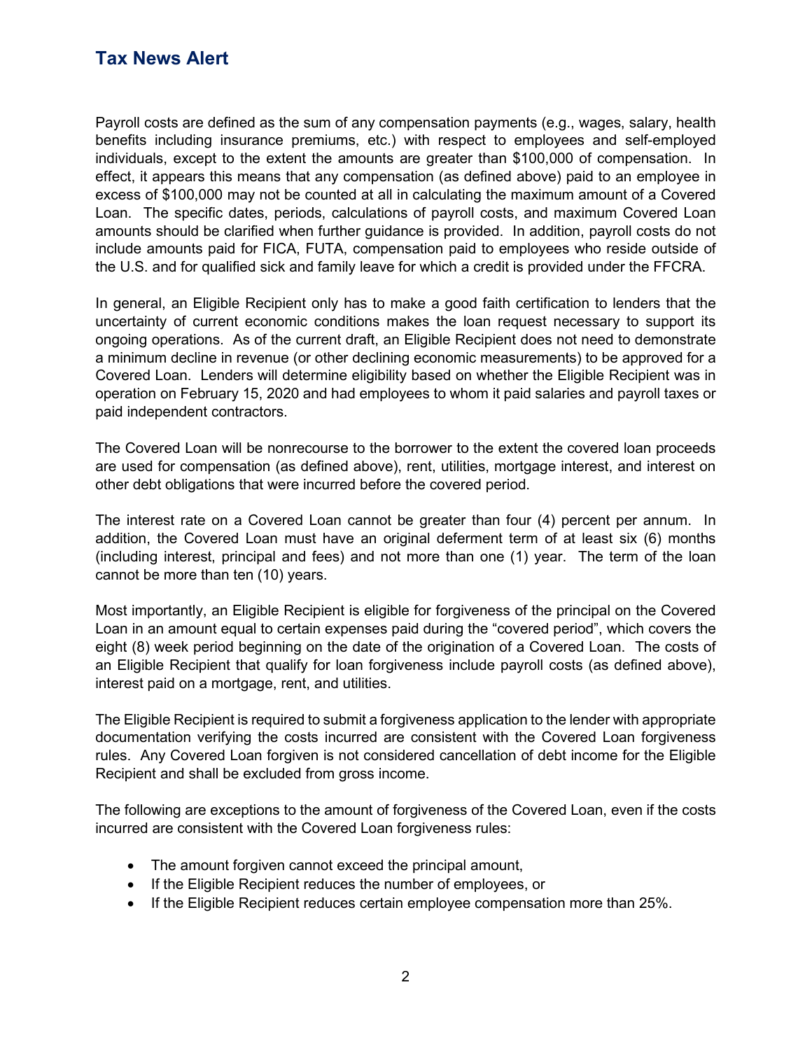Payroll costs are defined as the sum of any compensation payments (e.g., wages, salary, health benefits including insurance premiums, etc.) with respect to employees and self-employed individuals, except to the extent the amounts are greater than $100,000 of compensation. In effect, it appears this means that any compensation (as defined above) paid to an employee in excess of $100,000 may not be counted at all in calculating the maximum amount of a Covered Loan. The specific dates, periods, calculations of payroll costs, and maximum Covered Loan amounts should be clarified when further guidance is provided. In addition, payroll costs do not include amounts paid for FICA, FUTA, compensation paid to employees who reside outside of the U.S. and for qualified sick and family leave for which a credit is provided under the FFCRA.

In general, an Eligible Recipient only has to make a good faith certification to lenders that the uncertainty of current economic conditions makes the loan request necessary to support its ongoing operations. As of the current draft, an Eligible Recipient does not need to demonstrate a minimum decline in revenue (or other declining economic measurements) to be approved for a Covered Loan. Lenders will determine eligibility based on whether the Eligible Recipient was in operation on February 15, 2020 and had employees to whom it paid salaries and payroll taxes or paid independent contractors.

The Covered Loan will be nonrecourse to the borrower to the extent the covered loan proceeds are used for compensation (as defined above), rent, utilities, mortgage interest, and interest on other debt obligations that were incurred before the covered period.

The interest rate on a Covered Loan cannot be greater than four (4) percent per annum. In addition, the Covered Loan must have an original deferment term of at least six (6) months (including interest, principal and fees) and not more than one (1) year. The term of the loan cannot be more than ten (10) years.

Most importantly, an Eligible Recipient is eligible for forgiveness of the principal on the Covered Loan in an amount equal to certain expenses paid during the "covered period", which covers the eight (8) week period beginning on the date of the origination of a Covered Loan. The costs of an Eligible Recipient that qualify for loan forgiveness include payroll costs (as defined above), interest paid on a mortgage, rent, and utilities.

The Eligible Recipient is required to submit a forgiveness application to the lender with appropriate documentation verifying the costs incurred are consistent with the Covered Loan forgiveness rules. Any Covered Loan forgiven is not considered cancellation of debt income for the Eligible Recipient and shall be excluded from gross income.

The following are exceptions to the amount of forgiveness of the Covered Loan, even if the costs incurred are consistent with the Covered Loan forgiveness rules:

- The amount forgiven cannot exceed the principal amount,
- If the Eligible Recipient reduces the number of employees, or
- If the Eligible Recipient reduces certain employee compensation more than 25%.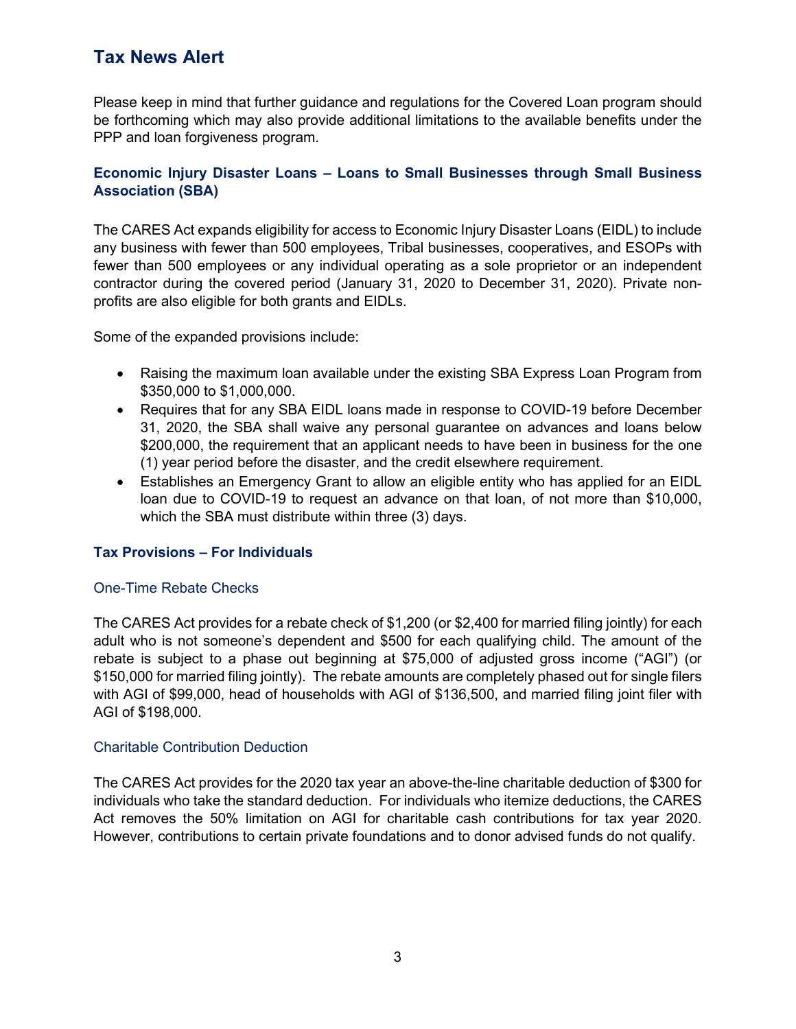## Tax News Alert

Please keep in mind that further guidance and regulations for the Covered Loan program should be forthcoming which may also provide additional limitations to the available benefits under the PPP and loan forgiveness program.

### Economic Injury Disaster Loans – Loans to Small Businesses through Small Business Association (SBA)

The CARES Act expands eligibility for access to Economic Injury Disaster Loans (EIDL) to include any business with fewer than 500 employees, Tribal businesses, cooperatives, and ESOPs with fewer than 500 employees or any individual operating as a sole proprietor or an independent contractor during the covered period (January 31, 2020 to December 31, 2020). Private non-profits are also eligible for both grants and EIDLs.

Some of the expanded provisions include:

- Raising the maximum loan available under the existing SBA Express Loan Program from $350,000 to $1,000,000.
- Requires that for any SBA EIDL loans made in response to COVID-19 before December 31, 2020, the SBA shall waive any personal guarantee on advances and loans below $200,000, the requirement that an applicant needs to have been in business for the one (1) year period before the disaster, and the credit elsewhere requirement.
- Establishes an Emergency Grant to allow an eligible entity who has applied for an EIDL loan due to COVID-19 to request an advance on that loan, of not more than $10,000, which the SBA must distribute within three (3) days.

### Tax Provisions – For Individuals

#### One-Time Rebate Checks

The CARES Act provides for a rebate check of $1,200 (or $2,400 for married filing jointly) for each adult who is not someone's dependent and $500 for each qualifying child. The amount of the rebate is subject to a phase out beginning at $75,000 of adjusted gross income ("AGI") (or $150,000 for married filing jointly). The rebate amounts are completely phased out for single filers with AGI of $99,000, head of households with AGI of $136,500, and married filing joint filer with AGI of $198,000.

#### Charitable Contribution Deduction

The CARES Act provides for the 2020 tax year an above-the-line charitable deduction of $300 for individuals who take the standard deduction. For individuals who itemize deductions, the CARES Act removes the 50% limitation on AGI for charitable cash contributions for tax year 2020. However, contributions to certain private foundations and to donor advised funds do not qualify.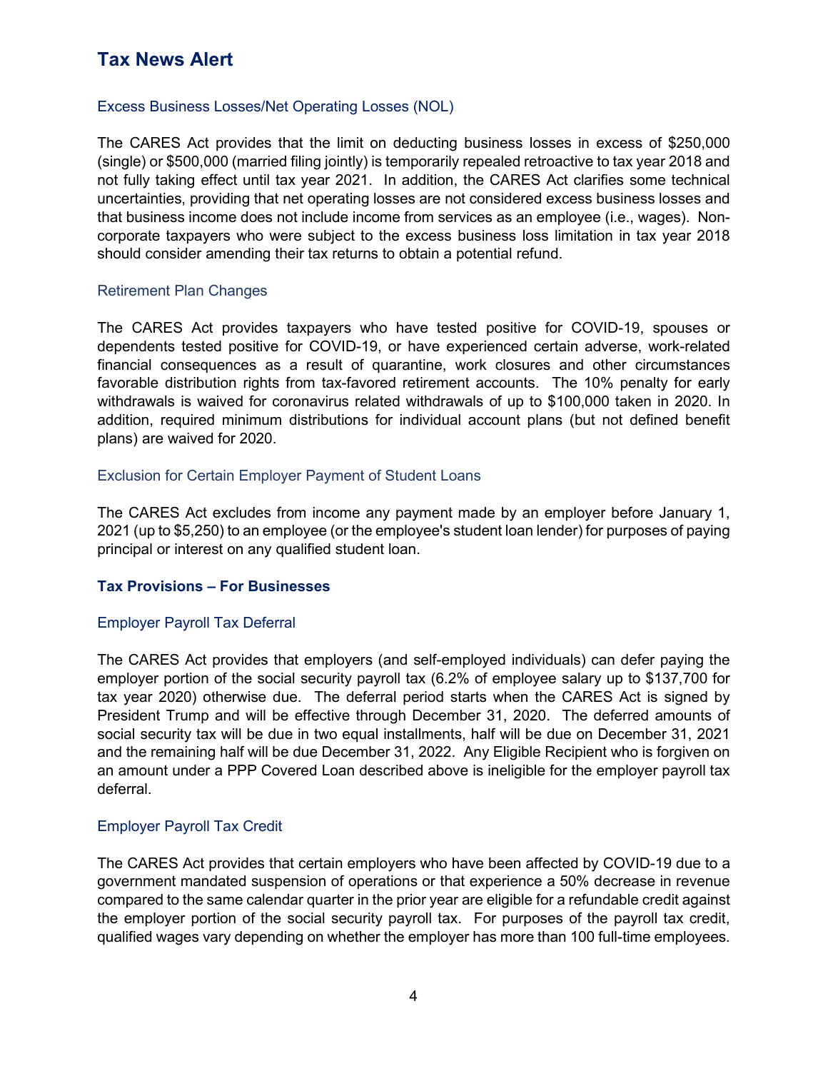## Tax News Alert

### Excess Business Losses/Net Operating Losses (NOL)

The CARES Act provides that the limit on deducting business losses in excess of $250,000 (single) or $500,000 (married filing jointly) is temporarily repealed retroactive to tax year 2018 and not fully taking effect until tax year 2021. In addition, the CARES Act clarifies some technical uncertainties, providing that net operating losses are not considered excess business losses and that business income does not include income from services as an employee (i.e., wages). Non-corporate taxpayers who were subject to the excess business loss limitation in tax year 2018 should consider amending their tax returns to obtain a potential refund.

### Retirement Plan Changes

The CARES Act provides taxpayers who have tested positive for COVID-19, spouses or dependents tested positive for COVID-19, or have experienced certain adverse, work-related financial consequences as a result of quarantine, work closures and other circumstances favorable distribution rights from tax-favored retirement accounts. The 10% penalty for early withdrawals is waived for coronavirus related withdrawals of up to $100,000 taken in 2020. In addition, required minimum distributions for individual account plans (but not defined benefit plans) are waived for 2020.

### Exclusion for Certain Employer Payment of Student Loans

The CARES Act excludes from income any payment made by an employer before January 1, 2021 (up to $5,250) to an employee (or the employee's student loan lender) for purposes of paying principal or interest on any qualified student loan.

## Tax Provisions – For Businesses

### Employer Payroll Tax Deferral

The CARES Act provides that employers (and self-employed individuals) can defer paying the employer portion of the social security payroll tax (6.2% of employee salary up to $137,700 for tax year 2020) otherwise due. The deferral period starts when the CARES Act is signed by President Trump and will be effective through December 31, 2020. The deferred amounts of social security tax will be due in two equal installments, half will be due on December 31, 2021 and the remaining half will be due December 31, 2022. Any Eligible Recipient who is forgiven on an amount under a PPP Covered Loan described above is ineligible for the employer payroll tax deferral.

### Employer Payroll Tax Credit

The CARES Act provides that certain employers who have been affected by COVID-19 due to a government mandated suspension of operations or that experience a 50% decrease in revenue compared to the same calendar quarter in the prior year are eligible for a refundable credit against the employer portion of the social security payroll tax. For purposes of the payroll tax credit, qualified wages vary depending on whether the employer has more than 100 full-time employees.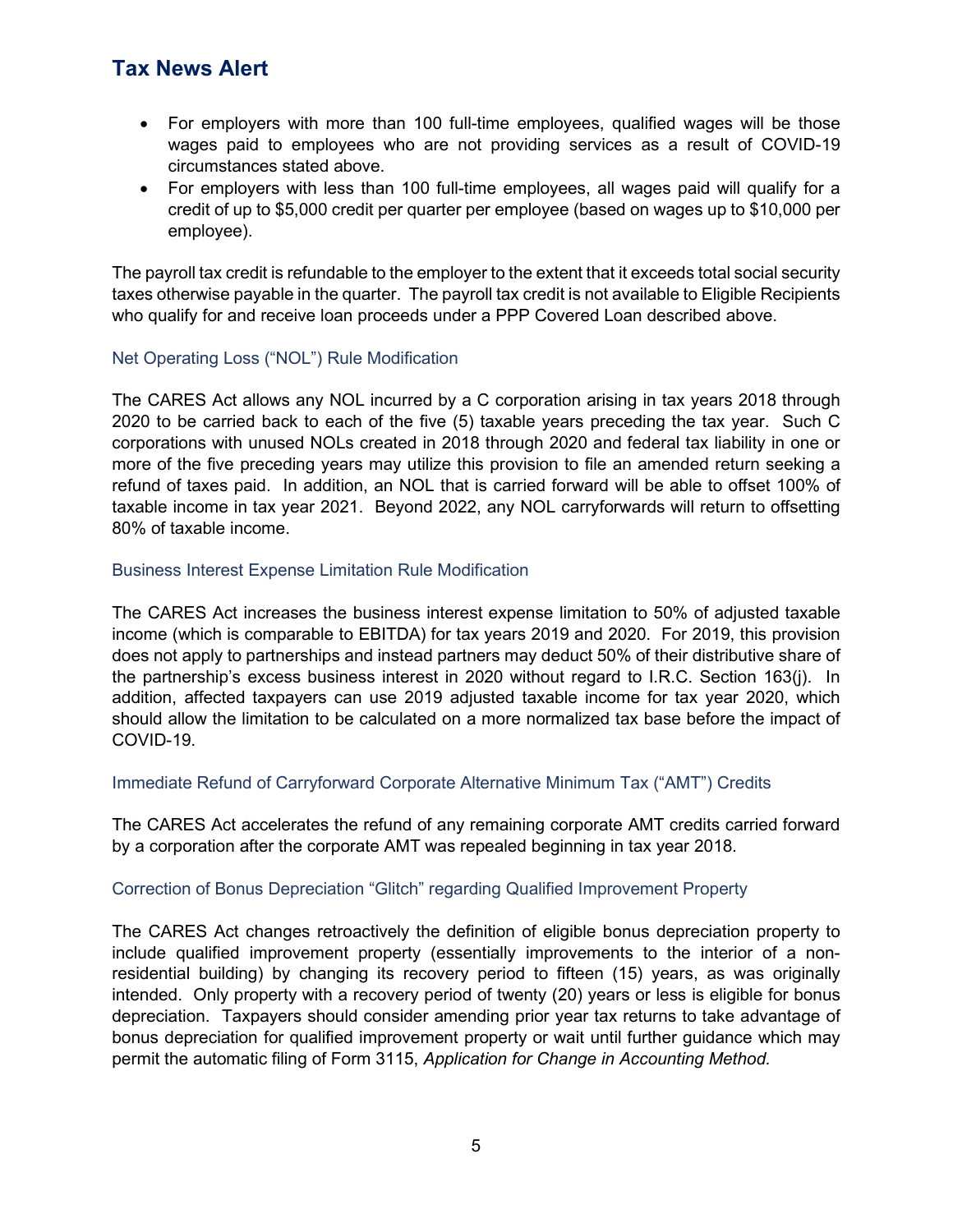- For employers with more than 100 full-time employees, qualified wages will be those wages paid to employees who are not providing services as a result of COVID-19 circumstances stated above.
- For employers with less than 100 full-time employees, all wages paid will qualify for a credit of up to $5,000 credit per quarter per employee (based on wages up to $10,000 per employee).

The payroll tax credit is refundable to the employer to the extent that it exceeds total social security taxes otherwise payable in the quarter. The payroll tax credit is not available to Eligible Recipients who qualify for and receive loan proceeds under a PPP Covered Loan described above.

### Net Operating Loss ("NOL") Rule Modification

The CARES Act allows any NOL incurred by a C corporation arising in tax years 2018 through 2020 to be carried back to each of the five (5) taxable years preceding the tax year. Such C corporations with unused NOLs created in 2018 through 2020 and federal tax liability in one or more of the five preceding years may utilize this provision to file an amended return seeking a refund of taxes paid. In addition, an NOL that is carried forward will be able to offset 100% of taxable income in tax year 2021. Beyond 2022, any NOL carryforwards will return to offsetting 80% of taxable income.

### Business Interest Expense Limitation Rule Modification

The CARES Act increases the business interest expense limitation to 50% of adjusted taxable income (which is comparable to EBITDA) for tax years 2019 and 2020. For 2019, this provision does not apply to partnerships and instead partners may deduct 50% of their distributive share of the partnership's excess business interest in 2020 without regard to I.R.C. Section 163(j). In addition, affected taxpayers can use 2019 adjusted taxable income for tax year 2020, which should allow the limitation to be calculated on a more normalized tax base before the impact of COVID-19.

### Immediate Refund of Carryforward Corporate Alternative Minimum Tax ("AMT") Credits

The CARES Act accelerates the refund of any remaining corporate AMT credits carried forward by a corporation after the corporate AMT was repealed beginning in tax year 2018.

### Correction of Bonus Depreciation "Glitch" regarding Qualified Improvement Property

The CARES Act changes retroactively the definition of eligible bonus depreciation property to include qualified improvement property (essentially improvements to the interior of a non-residential building) by changing its recovery period to fifteen (15) years, as was originally intended. Only property with a recovery period of twenty (20) years or less is eligible for bonus depreciation. Taxpayers should consider amending prior year tax returns to take advantage of bonus depreciation for qualified improvement property or wait until further guidance which may permit the automatic filing of Form 3115, *Application for Change in Accounting Method.*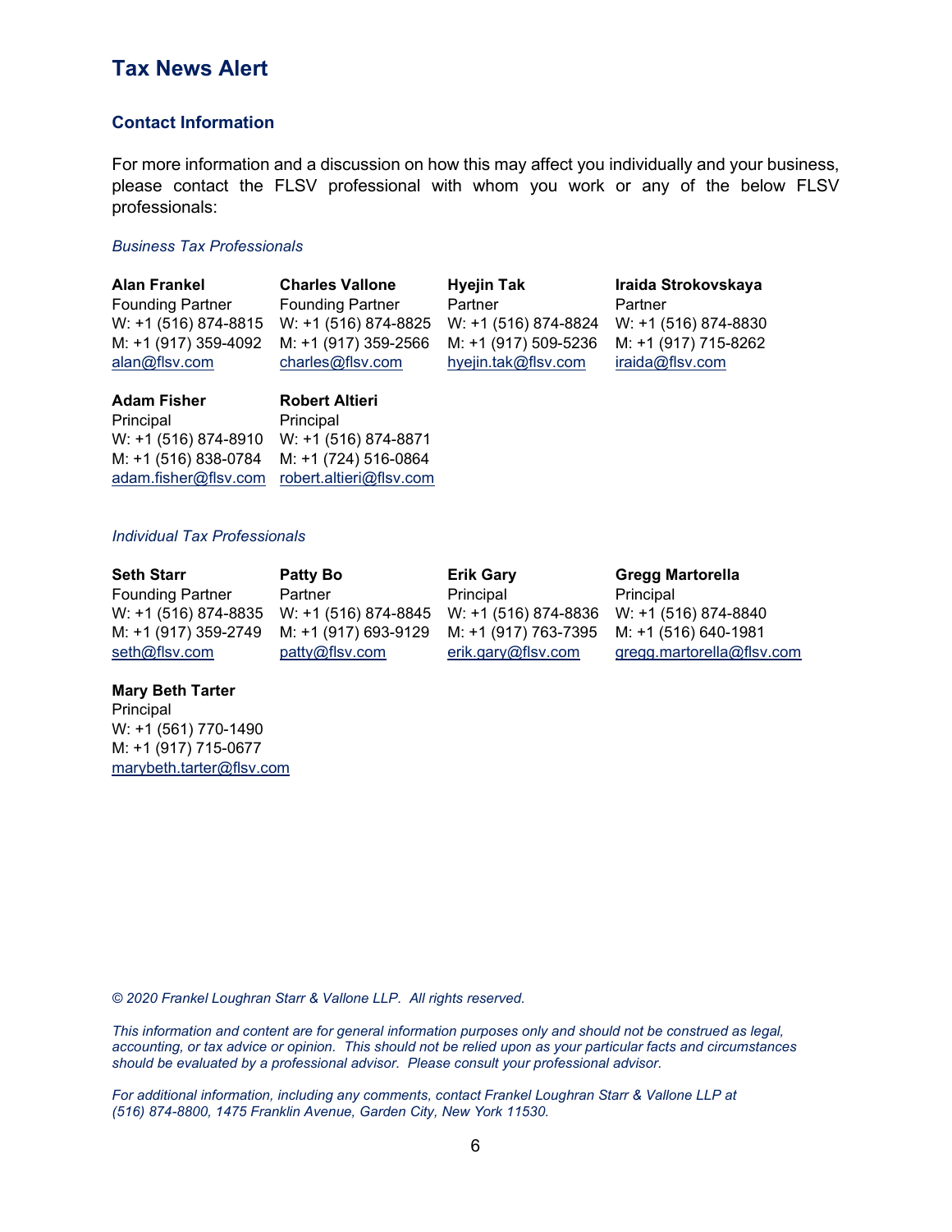# Tax News Alert

## Contact Information

For more information and a discussion on how this may affect you individually and your business, please contact the FLSV professional with whom you work or any of the below FLSV professionals:

*Business Tax Professionals*

**Alan Frankel**
Founding Partner
W: +1 (516) 874-8815
M: +1 (917) 359-4092
alan@flsv.com

**Charles Vallone**
Founding Partner
W: +1 (516) 874-8825
M: +1 (917) 359-2566
charles@flsv.com

**Hyejin Tak**
Partner
W: +1 (516) 874-8824
M: +1 (917) 509-5236
hyejin.tak@flsv.com

**Iraida Strokovskaya**
Partner
W: +1 (516) 874-8830
M: +1 (917) 715-8262
iraida@flsv.com

**Adam Fisher**
Principal
W: +1 (516) 874-8910
M: +1 (516) 838-0784
adam.fisher@flsv.com

**Robert Altieri**
Principal
W: +1 (516) 874-8871
M: +1 (724) 516-0864
robert.altieri@flsv.com

*Individual Tax Professionals*

**Seth Starr**
Founding Partner
W: +1 (516) 874-8835
M: +1 (917) 359-2749
seth@flsv.com

**Patty Bo**
Partner
W: +1 (516) 874-8845
M: +1 (917) 693-9129
patty@flsv.com

**Erik Gary**
Principal
W: +1 (516) 874-8836
M: +1 (917) 763-7395
erik.gary@flsv.com

**Gregg Martorella**
Principal
W: +1 (516) 874-8840
M: +1 (516) 640-1981
gregg.martorella@flsv.com

**Mary Beth Tarter**
Principal
W: +1 (561) 770-1490
M: +1 (917) 715-0677
marybeth.tarter@flsv.com

*© 2020 Frankel Loughran Starr & Vallone LLP. All rights reserved.*

*This information and content are for general information purposes only and should not be construed as legal, accounting, or tax advice or opinion. This should not be relied upon as your particular facts and circumstances should be evaluated by a professional advisor. Please consult your professional advisor.*

*For additional information, including any comments, contact Frankel Loughran Starr & Vallone LLP at (516) 874-8800, 1475 Franklin Avenue, Garden City, New York 11530.*